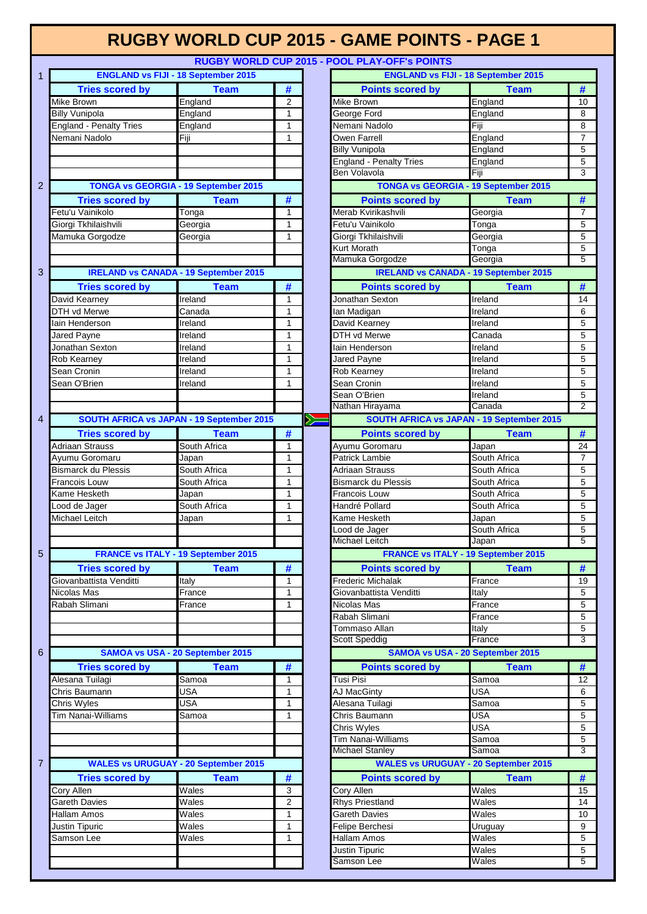# RUGBY WORLD CUP 2015 - GAME POINTS - PAGE 1

## RUGBY WORLD CUP 2015 - POOL PLAY-OFF's POINTS

### 1

**ENGLAND vs FIJI - 18 September 2015**

| Tries scored by | Team | # |
|---|---|---|
| Mike Brown | England | 2 |
| Billy Vunipola | England | 1 |
| England - Penalty Tries | England | 1 |
| Nemani Nadolo | Fiji | 1 |

| Points scored by | Team | # |
|---|---|---|
| Mike Brown | England | 10 |
| George Ford | England | 8 |
| Nemani Nadolo | Fiji | 8 |
| Owen Farrell | England | 7 |
| Billy Vunipola | England | 5 |
| England - Penalty Tries | England | 5 |
| Ben Volavola | Fiji | 3 |

### 2

**TONGA vs GEORGIA - 19 September 2015**

| Tries scored by | Team | # |
|---|---|---|
| Fetu'u Vainikolo | Tonga | 1 |
| Giorgi Tkhilaishvili | Georgia | 1 |
| Mamuka Gorgodze | Georgia | 1 |

| Points scored by | Team | # |
|---|---|---|
| Merab Kvirikashvili | Georgia | 7 |
| Fetu'u Vainikolo | Tonga | 5 |
| Giorgi Tkhilaishvili | Georgia | 5 |
| Kurt Morath | Tonga | 5 |
| Mamuka Gorgodze | Georgia | 5 |

### 3

**IRELAND vs CANADA - 19 September 2015**

| Tries scored by | Team | # |
|---|---|---|
| David Kearney | Ireland | 1 |
| DTH vd Merwe | Canada | 1 |
| Iain Henderson | Ireland | 1 |
| Jared Payne | Ireland | 1 |
| Jonathan Sexton | Ireland | 1 |
| Rob Kearney | Ireland | 1 |
| Sean Cronin | Ireland | 1 |
| Sean O'Brien | Ireland | 1 |

| Points scored by | Team | # |
|---|---|---|
| Jonathan Sexton | Ireland | 14 |
| Ian Madigan | Ireland | 6 |
| David Kearney | Ireland | 5 |
| DTH vd Merwe | Canada | 5 |
| Iain Henderson | Ireland | 5 |
| Jared Payne | Ireland | 5 |
| Rob Kearney | Ireland | 5 |
| Sean Cronin | Ireland | 5 |
| Sean O'Brien | Ireland | 5 |
| Nathan Hirayama | Canada | 2 |

### 4

**SOUTH AFRICA vs JAPAN - 19 September 2015**

| Tries scored by | Team | # |
|---|---|---|
| Adriaan Strauss | South Africa | 1 |
| Ayumu Goromaru | Japan | 1 |
| Bismarck du Plessis | South Africa | 1 |
| Francois Louw | South Africa | 1 |
| Kame Hesketh | Japan | 1 |
| Lood de Jager | South Africa | 1 |
| Michael Leitch | Japan | 1 |

| Points scored by | Team | # |
|---|---|---|
| Ayumu Goromaru | Japan | 24 |
| Patrick Lambie | South Africa | 7 |
| Adriaan Strauss | South Africa | 5 |
| Bismarck du Plessis | South Africa | 5 |
| Francois Louw | South Africa | 5 |
| Handré Pollard | South Africa | 5 |
| Kame Hesketh | Japan | 5 |
| Lood de Jager | South Africa | 5 |
| Michael Leitch | Japan | 5 |

### 5

**FRANCE vs ITALY - 19 September 2015**

| Tries scored by | Team | # |
|---|---|---|
| Giovanbattista Venditti | Italy | 1 |
| Nicolas Mas | France | 1 |
| Rabah Slimani | France | 1 |

| Points scored by | Team | # |
|---|---|---|
| Frederic Michalak | France | 19 |
| Giovanbattista Venditti | Italy | 5 |
| Nicolas Mas | France | 5 |
| Rabah Slimani | France | 5 |
| Tommaso Allan | Italy | 5 |
| Scott Speddig | France | 3 |

### 6

**SAMOA vs USA - 20 September 2015**

| Tries scored by | Team | # |
|---|---|---|
| Alesana Tuilagi | Samoa | 1 |
| Chris Baumann | USA | 1 |
| Chris Wyles | USA | 1 |
| Tim Nanai-Williams | Samoa | 1 |

| Points scored by | Team | # |
|---|---|---|
| Tusi Pisi | Samoa | 12 |
| AJ MacGinty | USA | 6 |
| Alesana Tuilagi | Samoa | 5 |
| Chris Baumann | USA | 5 |
| Chris Wyles | USA | 5 |
| Tim Nanai-Williams | Samoa | 5 |
| Michael Stanley | Samoa | 3 |

### 7

**WALES vs URUGUAY - 20 September 2015**

| Tries scored by | Team | # |
|---|---|---|
| Cory Allen | Wales | 3 |
| Gareth Davies | Wales | 2 |
| Hallam Amos | Wales | 1 |
| Justin Tipuric | Wales | 1 |
| Samson Lee | Wales | 1 |

| Points scored by | Team | # |
|---|---|---|
| Cory Allen | Wales | 15 |
| Rhys Priestland | Wales | 14 |
| Gareth Davies | Wales | 10 |
| Felipe Berchesi | Uruguay | 9 |
| Hallam Amos | Wales | 5 |
| Justin Tipuric | Wales | 5 |
| Samson Lee | Wales | 5 |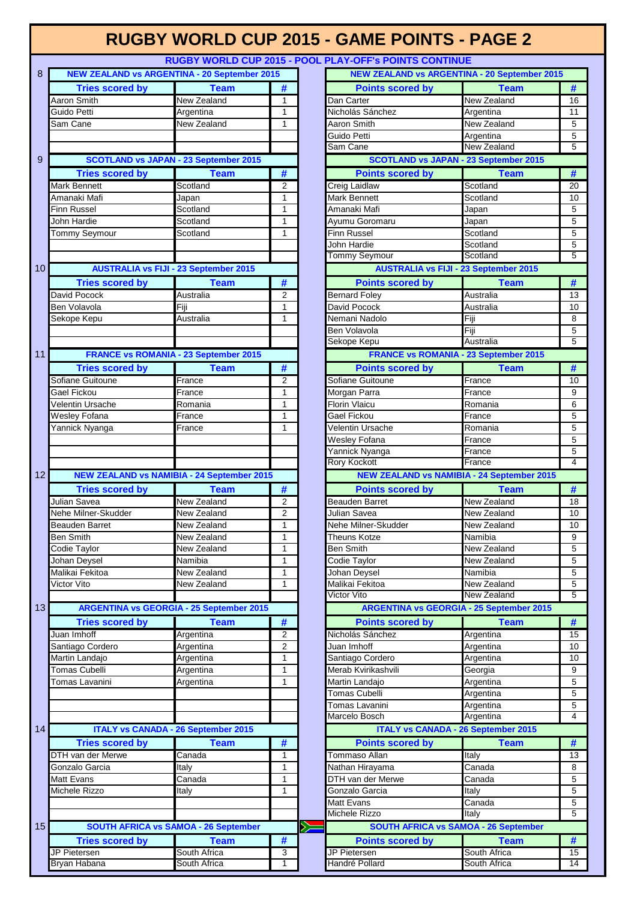# RUGBY WORLD CUP 2015 - GAME POINTS - PAGE 2

## RUGBY WORLD CUP 2015 - POOL PLAY-OFF's POINTS CONTINUE

### 8 NEW ZEALAND vs ARGENTINA - 20 September 2015

| Tries scored by | Team | # |
|---|---|---|
| Aaron Smith | New Zealand | 1 |
| Guido Petti | Argentina | 1 |
| Sam Cane | New Zealand | 1 |

| Points scored by | Team | # |
|---|---|---|
| Dan Carter | New Zealand | 16 |
| Nicholás Sánchez | Argentina | 11 |
| Aaron Smith | New Zealand | 5 |
| Guido Petti | Argentina | 5 |
| Sam Cane | New Zealand | 5 |

### 9 SCOTLAND vs JAPAN - 23 September 2015

| Tries scored by | Team | # |
|---|---|---|
| Mark Bennett | Scotland | 2 |
| Amanaki Mafi | Japan | 1 |
| Finn Russel | Scotland | 1 |
| John Hardie | Scotland | 1 |
| Tommy Seymour | Scotland | 1 |

| Points scored by | Team | # |
|---|---|---|
| Creig Laidlaw | Scotland | 20 |
| Mark Bennett | Scotland | 10 |
| Amanaki Mafi | Japan | 5 |
| Ayumu Goromaru | Japan | 5 |
| Finn Russel | Scotland | 5 |
| John Hardie | Scotland | 5 |
| Tommy Seymour | Scotland | 5 |

### 10 AUSTRALIA vs FIJI - 23 September 2015

| Tries scored by | Team | # |
|---|---|---|
| David Pocock | Australia | 2 |
| Ben Volavola | Fiji | 1 |
| Sekope Kepu | Australia | 1 |

| Points scored by | Team | # |
|---|---|---|
| Bernard Foley | Australia | 13 |
| David Pocock | Australia | 10 |
| Nemani Nadolo | Fiji | 8 |
| Ben Volavola | Fiji | 5 |
| Sekope Kepu | Australia | 5 |

### 11 FRANCE vs ROMANIA - 23 September 2015

| Tries scored by | Team | # |
|---|---|---|
| Sofiane Guitoune | France | 2 |
| Gael Fickou | France | 1 |
| Velentin Ursache | Romania | 1 |
| Wesley Fofana | France | 1 |
| Yannick Nyanga | France | 1 |

| Points scored by | Team | # |
|---|---|---|
| Sofiane Guitoune | France | 10 |
| Morgan Parra | France | 9 |
| Florin Vlaicu | Romania | 6 |
| Gael Fickou | France | 5 |
| Velentin Ursache | Romania | 5 |
| Wesley Fofana | France | 5 |
| Yannick Nyanga | France | 5 |
| Rory Kockott | France | 4 |

### 12 NEW ZEALAND vs NAMIBIA - 24 September 2015

| Tries scored by | Team | # |
|---|---|---|
| Julian Savea | New Zealand | 2 |
| Nehe Milner-Skudder | New Zealand | 2 |
| Beauden Barret | New Zealand | 1 |
| Ben Smith | New Zealand | 1 |
| Codie Taylor | New Zealand | 1 |
| Johan Deysel | Namibia | 1 |
| Malikai Fekitoa | New Zealand | 1 |
| Victor Vito | New Zealand | 1 |

| Points scored by | Team | # |
|---|---|---|
| Beauden Barret | New Zealand | 18 |
| Julian Savea | New Zealand | 10 |
| Nehe Milner-Skudder | New Zealand | 10 |
| Theuns Kotze | Namibia | 9 |
| Ben Smith | New Zealand | 5 |
| Codie Taylor | New Zealand | 5 |
| Johan Deysel | Namibia | 5 |
| Malikai Fekitoa | New Zealand | 5 |
| Victor Vito | New Zealand | 5 |

### 13 ARGENTINA vs GEORGIA - 25 September 2015

| Tries scored by | Team | # |
|---|---|---|
| Juan Imhoff | Argentina | 2 |
| Santiago Cordero | Argentina | 2 |
| Martin Landajo | Argentina | 1 |
| Tomas Cubelli | Argentina | 1 |
| Tomas Lavanini | Argentina | 1 |

| Points scored by | Team | # |
|---|---|---|
| Nicholás Sánchez | Argentina | 15 |
| Juan Imhoff | Argentina | 10 |
| Santiago Cordero | Argentina | 10 |
| Merab Kvirikashvili | Georgia | 9 |
| Martin Landajo | Argentina | 5 |
| Tomas Cubelli | Argentina | 5 |
| Tomas Lavanini | Argentina | 5 |
| Marcelo Bosch | Argentina | 4 |

### 14 ITALY vs CANADA - 26 September 2015

| Tries scored by | Team | # |
|---|---|---|
| DTH van der Merwe | Canada | 1 |
| Gonzalo Garcia | Italy | 1 |
| Matt Evans | Canada | 1 |
| Michele Rizzo | Italy | 1 |

| Points scored by | Team | # |
|---|---|---|
| Tommaso Allan | Italy | 13 |
| Nathan Hirayama | Canada | 8 |
| DTH van der Merwe | Canada | 5 |
| Gonzalo Garcia | Italy | 5 |
| Matt Evans | Canada | 5 |
| Michele Rizzo | Italy | 5 |

### 15 SOUTH AFRICA vs SAMOA - 26 September

| Tries scored by | Team | # |
|---|---|---|
| JP Pietersen | South Africa | 3 |
| Bryan Habana | South Africa | 1 |

| Points scored by | Team | # |
|---|---|---|
| JP Pietersen | South Africa | 15 |
| Handré Pollard | South Africa | 14 |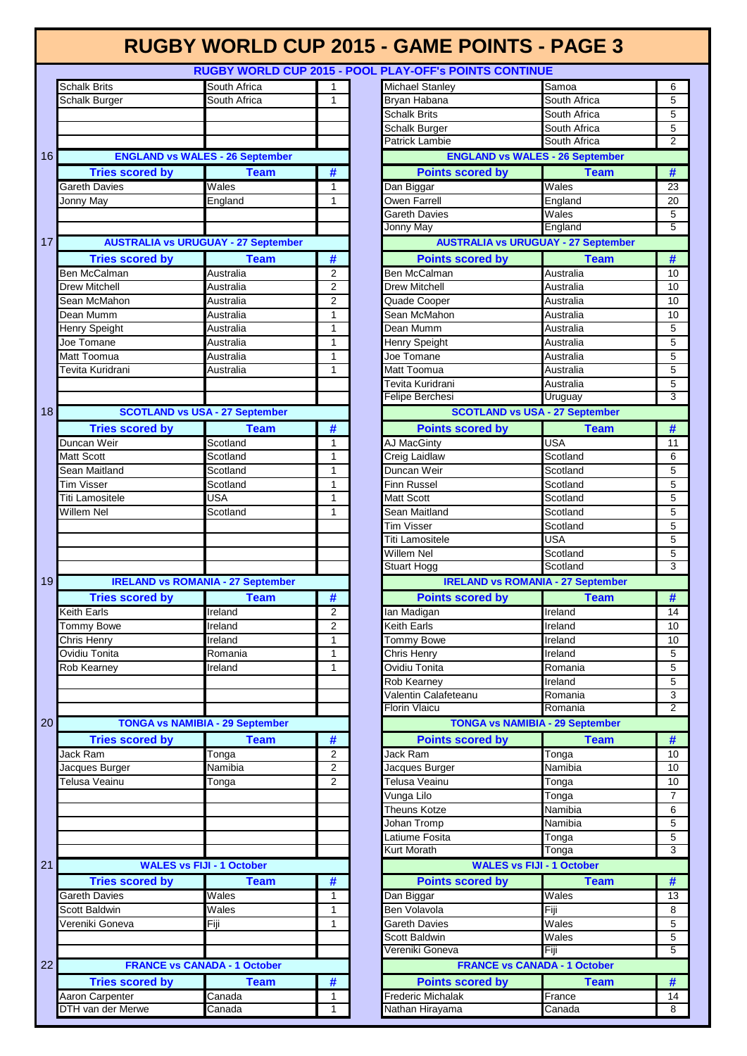# RUGBY WORLD CUP 2015 - GAME POINTS - PAGE 3

## RUGBY WORLD CUP 2015 - POOL PLAY-OFF's POINTS CONTINUE

| Name | Team | # |
|---|---|---|
| Schalk Brits | South Africa | 1 |
| Schalk Burger | South Africa | 1 |

| Name | Team | # |
|---|---|---|
| Michael Stanley | Samoa | 6 |
| Bryan Habana | South Africa | 5 |
| Schalk Brits | South Africa | 5 |
| Schalk Burger | South Africa | 5 |
| Patrick Lambie | South Africa | 2 |

### 16 ENGLAND vs WALES - 26 September

| Tries scored by | Team | # |
|---|---|---|
| Gareth Davies | Wales | 1 |
| Jonny May | England | 1 |

| Points scored by | Team | # |
|---|---|---|
| Dan Biggar | Wales | 23 |
| Owen Farrell | England | 20 |
| Gareth Davies | Wales | 5 |
| Jonny May | England | 5 |

### 17 AUSTRALIA vs URUGUAY - 27 September

| Tries scored by | Team | # |
|---|---|---|
| Ben McCalman | Australia | 2 |
| Drew Mitchell | Australia | 2 |
| Sean McMahon | Australia | 2 |
| Dean Mumm | Australia | 1 |
| Henry Speight | Australia | 1 |
| Joe Tomane | Australia | 1 |
| Matt Toomua | Australia | 1 |
| Tevita Kuridrani | Australia | 1 |

| Points scored by | Team | # |
|---|---|---|
| Ben McCalman | Australia | 10 |
| Drew Mitchell | Australia | 10 |
| Quade Cooper | Australia | 10 |
| Sean McMahon | Australia | 10 |
| Dean Mumm | Australia | 5 |
| Henry Speight | Australia | 5 |
| Joe Tomane | Australia | 5 |
| Matt Toomua | Australia | 5 |
| Tevita Kuridrani | Australia | 5 |
| Felipe Berchesi | Uruguay | 3 |

### 18 SCOTLAND vs USA - 27 September

| Tries scored by | Team | # |
|---|---|---|
| Duncan Weir | Scotland | 1 |
| Matt Scott | Scotland | 1 |
| Sean Maitland | Scotland | 1 |
| Tim Visser | Scotland | 1 |
| Titi Lamositele | USA | 1 |
| Willem Nel | Scotland | 1 |

| Points scored by | Team | # |
|---|---|---|
| AJ MacGinty | USA | 11 |
| Creig Laidlaw | Scotland | 6 |
| Duncan Weir | Scotland | 5 |
| Finn Russel | Scotland | 5 |
| Matt Scott | Scotland | 5 |
| Sean Maitland | Scotland | 5 |
| Tim Visser | Scotland | 5 |
| Titi Lamositele | USA | 5 |
| Willem Nel | Scotland | 5 |
| Stuart Hogg | Scotland | 3 |

### 19 IRELAND vs ROMANIA - 27 September

| Tries scored by | Team | # |
|---|---|---|
| Keith Earls | Ireland | 2 |
| Tommy Bowe | Ireland | 2 |
| Chris Henry | Ireland | 1 |
| Ovidiu Tonita | Romania | 1 |
| Rob Kearney | Ireland | 1 |

| Points scored by | Team | # |
|---|---|---|
| Ian Madigan | Ireland | 14 |
| Keith Earls | Ireland | 10 |
| Tommy Bowe | Ireland | 10 |
| Chris Henry | Ireland | 5 |
| Ovidiu Tonita | Romania | 5 |
| Rob Kearney | Ireland | 5 |
| Valentin Calafeteanu | Romania | 3 |
| Florin Vlaicu | Romania | 2 |

### 20 TONGA vs NAMIBIA - 29 September

| Tries scored by | Team | # |
|---|---|---|
| Jack Ram | Tonga | 2 |
| Jacques Burger | Namibia | 2 |
| Telusa Veainu | Tonga | 2 |

| Points scored by | Team | # |
|---|---|---|
| Jack Ram | Tonga | 10 |
| Jacques Burger | Namibia | 10 |
| Telusa Veainu | Tonga | 10 |
| Vunga Lilo | Tonga | 7 |
| Theuns Kotze | Namibia | 6 |
| Johan Tromp | Namibia | 5 |
| Latiume Fosita | Tonga | 5 |
| Kurt Morath | Tonga | 3 |

### 21 WALES vs FIJI - 1 October

| Tries scored by | Team | # |
|---|---|---|
| Gareth Davies | Wales | 1 |
| Scott Baldwin | Wales | 1 |
| Vereniki Goneva | Fiji | 1 |

| Points scored by | Team | # |
|---|---|---|
| Dan Biggar | Wales | 13 |
| Ben Volavola | Fiji | 8 |
| Gareth Davies | Wales | 5 |
| Scott Baldwin | Wales | 5 |
| Vereniki Goneva | Fiji | 5 |

### 22 FRANCE vs CANADA - 1 October

| Tries scored by | Team | # |
|---|---|---|
| Aaron Carpenter | Canada | 1 |
| DTH van der Merwe | Canada | 1 |

| Points scored by | Team | # |
|---|---|---|
| Frederic Michalak | France | 14 |
| Nathan Hirayama | Canada | 8 |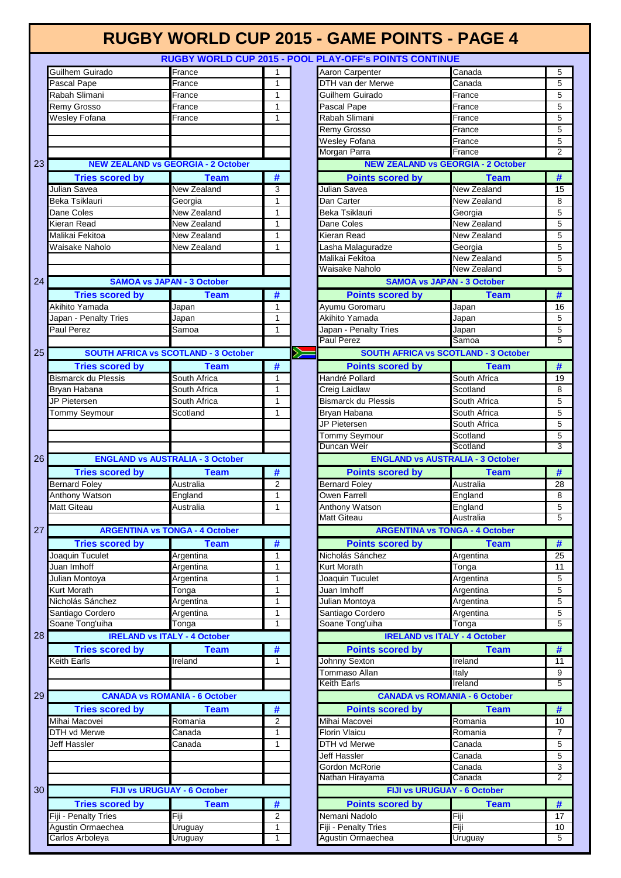# RUGBY WORLD CUP 2015 - GAME POINTS - PAGE 4

## RUGBY WORLD CUP 2015 - POOL PLAY-OFF's POINTS CONTINUE

| Tries scored by | Team | # |
|---|---|---|
| Guilhem Guirado | France | 1 |
| Pascal Pape | France | 1 |
| Rabah Slimani | France | 1 |
| Remy Grosso | France | 1 |
| Wesley Fofana | France | 1 |

| Points scored by | Team | # |
|---|---|---|
| Aaron Carpenter | Canada | 5 |
| DTH van der Merwe | Canada | 5 |
| Guilhem Guirado | France | 5 |
| Pascal Pape | France | 5 |
| Rabah Slimani | France | 5 |
| Remy Grosso | France | 5 |
| Wesley Fofana | France | 5 |
| Morgan Parra | France | 2 |

### 23 NEW ZEALAND vs GEORGIA - 2 October

| Tries scored by | Team | # |
|---|---|---|
| Julian Savea | New Zealand | 3 |
| Beka Tsiklauri | Georgia | 1 |
| Dane Coles | New Zealand | 1 |
| Kieran Read | New Zealand | 1 |
| Malikai Fekitoa | New Zealand | 1 |
| Waisake Naholo | New Zealand | 1 |

| Points scored by | Team | # |
|---|---|---|
| Julian Savea | New Zealand | 15 |
| Dan Carter | New Zealand | 8 |
| Beka Tsiklauri | Georgia | 5 |
| Dane Coles | New Zealand | 5 |
| Kieran Read | New Zealand | 5 |
| Lasha Malaguradze | Georgia | 5 |
| Malikai Fekitoa | New Zealand | 5 |
| Waisake Naholo | New Zealand | 5 |

### 24 SAMOA vs JAPAN - 3 October

| Tries scored by | Team | # |
|---|---|---|
| Akihito Yamada | Japan | 1 |
| Japan - Penalty Tries | Japan | 1 |
| Paul Perez | Samoa | 1 |

| Points scored by | Team | # |
|---|---|---|
| Ayumu Goromaru | Japan | 16 |
| Akihito Yamada | Japan | 5 |
| Japan - Penalty Tries | Japan | 5 |
| Paul Perez | Samoa | 5 |

### 25 SOUTH AFRICA vs SCOTLAND - 3 October

| Tries scored by | Team | # |
|---|---|---|
| Bismarck du Plessis | South Africa | 1 |
| Bryan Habana | South Africa | 1 |
| JP Pietersen | South Africa | 1 |
| Tommy Seymour | Scotland | 1 |

| Points scored by | Team | # |
|---|---|---|
| Handré Pollard | South Africa | 19 |
| Creig Laidlaw | Scotland | 8 |
| Bismarck du Plessis | South Africa | 5 |
| Bryan Habana | South Africa | 5 |
| JP Pietersen | South Africa | 5 |
| Tommy Seymour | Scotland | 5 |
| Duncan Weir | Scotland | 3 |

### 26 ENGLAND vs AUSTRALIA - 3 October

| Tries scored by | Team | # |
|---|---|---|
| Bernard Foley | Australia | 2 |
| Anthony Watson | England | 1 |
| Matt Giteau | Australia | 1 |

| Points scored by | Team | # |
|---|---|---|
| Bernard Foley | Australia | 28 |
| Owen Farrell | England | 8 |
| Anthony Watson | England | 5 |
| Matt Giteau | Australia | 5 |

### 27 ARGENTINA vs TONGA - 4 October

| Tries scored by | Team | # |
|---|---|---|
| Joaquin Tuculet | Argentina | 1 |
| Juan Imhoff | Argentina | 1 |
| Julian Montoya | Argentina | 1 |
| Kurt Morath | Tonga | 1 |
| Nicholás Sánchez | Argentina | 1 |
| Santiago Cordero | Argentina | 1 |
| Soane Tong'uiha | Tonga | 1 |

| Points scored by | Team | # |
|---|---|---|
| Nicholás Sánchez | Argentina | 25 |
| Kurt Morath | Tonga | 11 |
| Joaquin Tuculet | Argentina | 5 |
| Juan Imhoff | Argentina | 5 |
| Julian Montoya | Argentina | 5 |
| Santiago Cordero | Argentina | 5 |
| Soane Tong'uiha | Tonga | 5 |

### 28 IRELAND vs ITALY - 4 October

| Tries scored by | Team | # |
|---|---|---|
| Keith Earls | Ireland | 1 |

| Points scored by | Team | # |
|---|---|---|
| Johnny Sexton | Ireland | 11 |
| Tommaso Allan | Italy | 9 |
| Keith Earls | Ireland | 5 |

### 29 CANADA vs ROMANIA - 6 October

| Tries scored by | Team | # |
|---|---|---|
| Mihai Macovei | Romania | 2 |
| DTH vd Merwe | Canada | 1 |
| Jeff Hassler | Canada | 1 |

| Points scored by | Team | # |
|---|---|---|
| Mihai Macovei | Romania | 10 |
| Florin Vlaicu | Romania | 7 |
| DTH vd Merwe | Canada | 5 |
| Jeff Hassler | Canada | 5 |
| Gordon McRorie | Canada | 3 |
| Nathan Hirayama | Canada | 2 |

### 30 FIJI vs URUGUAY - 6 October

| Tries scored by | Team | # |
|---|---|---|
| Fiji - Penalty Tries | Fiji | 2 |
| Agustin Ormaechea | Uruguay | 1 |
| Carlos Arboleya | Uruguay | 1 |

| Points scored by | Team | # |
|---|---|---|
| Nemani Nadolo | Fiji | 17 |
| Fiji - Penalty Tries | Fiji | 10 |
| Agustin Ormaechea | Uruguay | 5 |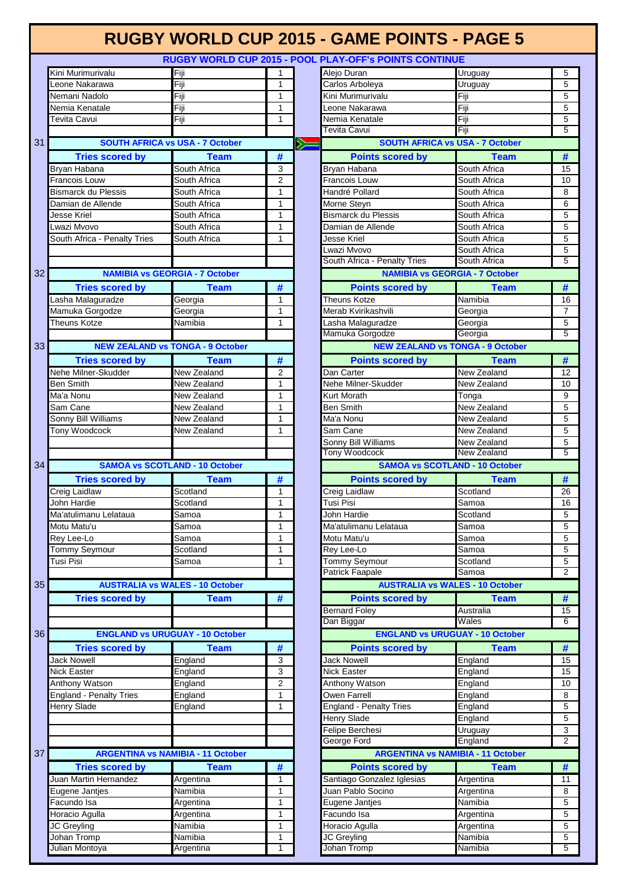# RUGBY WORLD CUP 2015 - GAME POINTS - PAGE 5

## RUGBY WORLD CUP 2015 - POOL PLAY-OFF's POINTS CONTINUE

| Tries scored by | Team | # |
|---|---|---|
| Kini Murimurivalu | Fiji | 1 |
| Leone Nakarawa | Fiji | 1 |
| Nemani Nadolo | Fiji | 1 |
| Nemia Kenatale | Fiji | 1 |
| Tevita Cavui | Fiji | 1 |

| Points scored by | Team | # |
|---|---|---|
| Alejo Duran | Uruguay | 5 |
| Carlos Arboleya | Uruguay | 5 |
| Kini Murimurivalu | Fiji | 5 |
| Leone Nakarawa | Fiji | 5 |
| Nemia Kenatale | Fiji | 5 |
| Tevita Cavui | Fiji | 5 |

### 31 SOUTH AFRICA vs USA - 7 October

| Tries scored by | Team | # |
|---|---|---|
| Bryan Habana | South Africa | 3 |
| Francois Louw | South Africa | 2 |
| Bismarck du Plessis | South Africa | 1 |
| Damian de Allende | South Africa | 1 |
| Jesse Kriel | South Africa | 1 |
| Lwazi Mvovo | South Africa | 1 |
| South Africa - Penalty Tries | South Africa | 1 |

| Points scored by | Team | # |
|---|---|---|
| Bryan Habana | South Africa | 15 |
| Francois Louw | South Africa | 10 |
| Handré Pollard | South Africa | 8 |
| Morne Steyn | South Africa | 6 |
| Bismarck du Plessis | South Africa | 5 |
| Damian de Allende | South Africa | 5 |
| Jesse Kriel | South Africa | 5 |
| Lwazi Mvovo | South Africa | 5 |
| South Africa - Penalty Tries | South Africa | 5 |

### 32 NAMIBIA vs GEORGIA - 7 October

| Tries scored by | Team | # |
|---|---|---|
| Lasha Malaguradze | Georgia | 1 |
| Mamuka Gorgodze | Georgia | 1 |
| Theuns Kotze | Namibia | 1 |

| Points scored by | Team | # |
|---|---|---|
| Theuns Kotze | Namibia | 16 |
| Merab Kvirikashvili | Georgia | 7 |
| Lasha Malaguradze | Georgia | 5 |
| Mamuka Gorgodze | Georgia | 5 |

### 33 NEW ZEALAND vs TONGA - 9 October

| Tries scored by | Team | # |
|---|---|---|
| Nehe Milner-Skudder | New Zealand | 2 |
| Ben Smith | New Zealand | 1 |
| Ma'a Nonu | New Zealand | 1 |
| Sam Cane | New Zealand | 1 |
| Sonny Bill Williams | New Zealand | 1 |
| Tony Woodcock | New Zealand | 1 |

| Points scored by | Team | # |
|---|---|---|
| Dan Carter | New Zealand | 12 |
| Nehe Milner-Skudder | New Zealand | 10 |
| Kurt Morath | Tonga | 9 |
| Ben Smith | New Zealand | 5 |
| Ma'a Nonu | New Zealand | 5 |
| Sam Cane | New Zealand | 5 |
| Sonny Bill Williams | New Zealand | 5 |
| Tony Woodcock | New Zealand | 5 |

### 34 SAMOA vs SCOTLAND - 10 October

| Tries scored by | Team | # |
|---|---|---|
| Creig Laidlaw | Scotland | 1 |
| John Hardie | Scotland | 1 |
| Ma'atulimanu Lelataua | Samoa | 1 |
| Motu Matu'u | Samoa | 1 |
| Rey Lee-Lo | Samoa | 1 |
| Tommy Seymour | Scotland | 1 |
| Tusi Pisi | Samoa | 1 |

| Points scored by | Team | # |
|---|---|---|
| Creig Laidlaw | Scotland | 26 |
| Tusi Pisi | Samoa | 16 |
| John Hardie | Scotland | 5 |
| Ma'atulimanu Lelataua | Samoa | 5 |
| Motu Matu'u | Samoa | 5 |
| Rey Lee-Lo | Samoa | 5 |
| Tommy Seymour | Scotland | 5 |
| Patrick Faapale | Samoa | 2 |

### 35 AUSTRALIA vs WALES - 10 October

| Tries scored by | Team | # |
|---|---|---|
| | | |

| Points scored by | Team | # |
|---|---|---|
| Bernard Foley | Australia | 15 |
| Dan Biggar | Wales | 6 |

### 36 ENGLAND vs URUGUAY - 10 October

| Tries scored by | Team | # |
|---|---|---|
| Jack Nowell | England | 3 |
| Nick Easter | England | 3 |
| Anthony Watson | England | 2 |
| England - Penalty Tries | England | 1 |
| Henry Slade | England | 1 |

| Points scored by | Team | # |
|---|---|---|
| Jack Nowell | England | 15 |
| Nick Easter | England | 15 |
| Anthony Watson | England | 10 |
| Owen Farrell | England | 8 |
| England - Penalty Tries | England | 5 |
| Henry Slade | England | 5 |
| Felipe Berchesi | Uruguay | 3 |
| George Ford | England | 2 |

### 37 ARGENTINA vs NAMIBIA - 11 October

| Tries scored by | Team | # |
|---|---|---|
| Juan Martin Hernandez | Argentina | 1 |
| Eugene Jantjes | Namibia | 1 |
| Facundo Isa | Argentina | 1 |
| Horacio Agulla | Argentina | 1 |
| JC Greyling | Namibia | 1 |
| Johan Tromp | Namibia | 1 |
| Julian Montoya | Argentina | 1 |

| Points scored by | Team | # |
|---|---|---|
| Santiago Gonzalez Iglesias | Argentina | 11 |
| Juan Pablo Socino | Argentina | 8 |
| Eugene Jantjes | Namibia | 5 |
| Facundo Isa | Argentina | 5 |
| Horacio Agulla | Argentina | 5 |
| JC Greyling | Namibia | 5 |
| Johan Tromp | Namibia | 5 |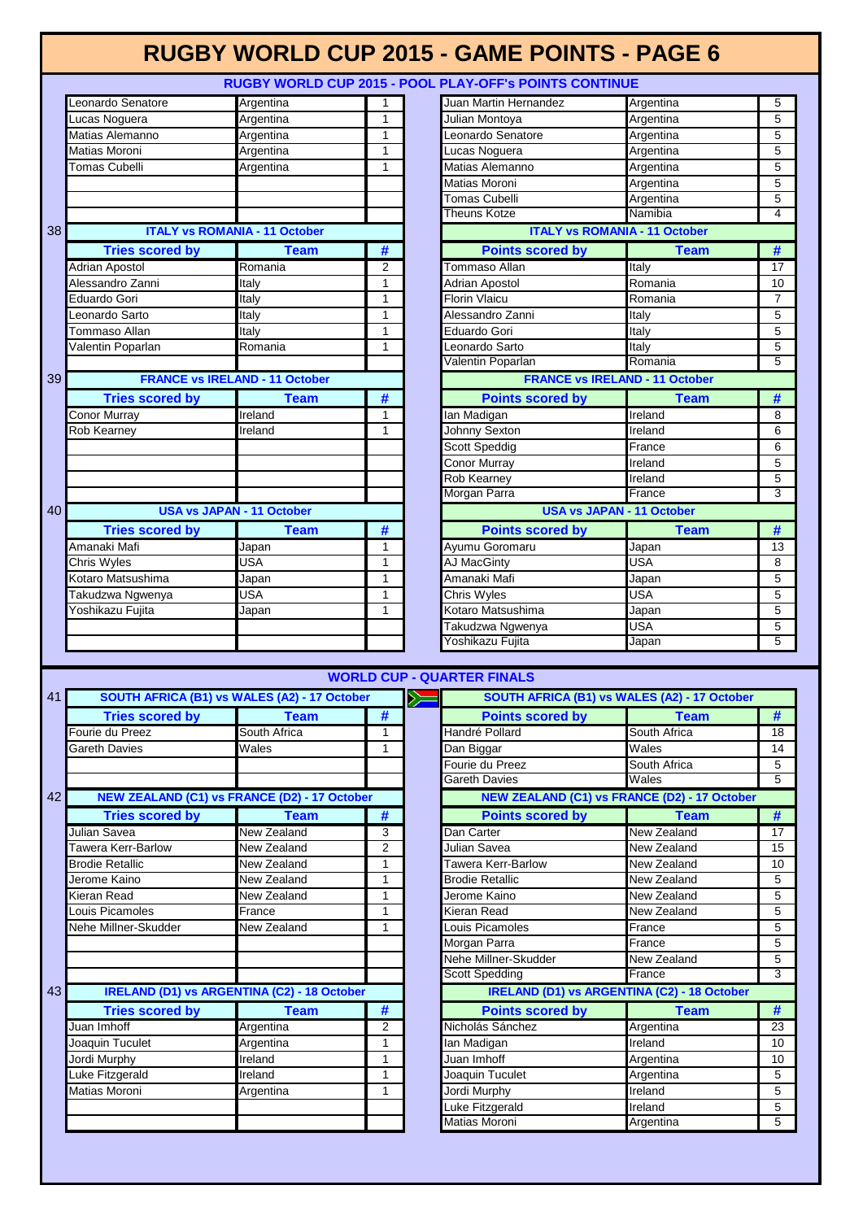# RUGBY WORLD CUP 2015 - GAME POINTS - PAGE 6

## RUGBY WORLD CUP 2015 - POOL PLAY-OFF's POINTS CONTINUE

| Tries scored by | Team | # |
|---|---|---|
| Leonardo Senatore | Argentina | 1 |
| Lucas Noguera | Argentina | 1 |
| Matias Alemanno | Argentina | 1 |
| Matias Moroni | Argentina | 1 |
| Tomas Cubelli | Argentina | 1 |

| Points scored by | Team | # |
|---|---|---|
| Juan Martin Hernandez | Argentina | 5 |
| Julian Montoya | Argentina | 5 |
| Leonardo Senatore | Argentina | 5 |
| Lucas Noguera | Argentina | 5 |
| Matias Alemanno | Argentina | 5 |
| Matias Moroni | Argentina | 5 |
| Tomas Cubelli | Argentina | 5 |
| Theuns Kotze | Namibia | 4 |

### 38 ITALY vs ROMANIA - 11 October

| Tries scored by | Team | # |
|---|---|---|
| Adrian Apostol | Romania | 2 |
| Alessandro Zanni | Italy | 1 |
| Eduardo Gori | Italy | 1 |
| Leonardo Sarto | Italy | 1 |
| Tommaso Allan | Italy | 1 |
| Valentin Poparlan | Romania | 1 |

| Points scored by | Team | # |
|---|---|---|
| Tommaso Allan | Italy | 17 |
| Adrian Apostol | Romania | 10 |
| Florin Vlaicu | Romania | 7 |
| Alessandro Zanni | Italy | 5 |
| Eduardo Gori | Italy | 5 |
| Leonardo Sarto | Italy | 5 |
| Valentin Poparlan | Romania | 5 |

### 39 FRANCE vs IRELAND - 11 October

| Tries scored by | Team | # |
|---|---|---|
| Conor Murray | Ireland | 1 |
| Rob Kearney | Ireland | 1 |

| Points scored by | Team | # |
|---|---|---|
| Ian Madigan | Ireland | 8 |
| Johnny Sexton | Ireland | 6 |
| Scott Speddig | France | 6 |
| Conor Murray | Ireland | 5 |
| Rob Kearney | Ireland | 5 |
| Morgan Parra | France | 3 |

### 40 USA vs JAPAN - 11 October

| Tries scored by | Team | # |
|---|---|---|
| Amanaki Mafi | Japan | 1 |
| Chris Wyles | USA | 1 |
| Kotaro Matsushima | Japan | 1 |
| Takudzwa Ngwenya | USA | 1 |
| Yoshikazu Fujita | Japan | 1 |

| Points scored by | Team | # |
|---|---|---|
| Ayumu Goromaru | Japan | 13 |
| AJ MacGinty | USA | 8 |
| Amanaki Mafi | Japan | 5 |
| Chris Wyles | USA | 5 |
| Kotaro Matsushima | Japan | 5 |
| Takudzwa Ngwenya | USA | 5 |
| Yoshikazu Fujita | Japan | 5 |

## WORLD CUP - QUARTER FINALS

### 41 SOUTH AFRICA (B1) vs WALES (A2) - 17 October

| Tries scored by | Team | # |
|---|---|---|
| Fourie du Preez | South Africa | 1 |
| Gareth Davies | Wales | 1 |

| Points scored by | Team | # |
|---|---|---|
| Handré Pollard | South Africa | 18 |
| Dan Biggar | Wales | 14 |
| Fourie du Preez | South Africa | 5 |
| Gareth Davies | Wales | 5 |

### 42 NEW ZEALAND (C1) vs FRANCE (D2) - 17 October

| Tries scored by | Team | # |
|---|---|---|
| Julian Savea | New Zealand | 3 |
| Tawera Kerr-Barlow | New Zealand | 2 |
| Brodie Retallic | New Zealand | 1 |
| Jerome Kaino | New Zealand | 1 |
| Kieran Read | New Zealand | 1 |
| Louis Picamoles | France | 1 |
| Nehe Millner-Skudder | New Zealand | 1 |

| Points scored by | Team | # |
|---|---|---|
| Dan Carter | New Zealand | 17 |
| Julian Savea | New Zealand | 15 |
| Tawera Kerr-Barlow | New Zealand | 10 |
| Brodie Retallic | New Zealand | 5 |
| Jerome Kaino | New Zealand | 5 |
| Kieran Read | New Zealand | 5 |
| Louis Picamoles | France | 5 |
| Morgan Parra | France | 5 |
| Nehe Millner-Skudder | New Zealand | 5 |
| Scott Spedding | France | 3 |

### 43 IRELAND (D1) vs ARGENTINA (C2) - 18 October

| Tries scored by | Team | # |
|---|---|---|
| Juan Imhoff | Argentina | 2 |
| Joaquin Tuculet | Argentina | 1 |
| Jordi Murphy | Ireland | 1 |
| Luke Fitzgerald | Ireland | 1 |
| Matias Moroni | Argentina | 1 |

| Points scored by | Team | # |
|---|---|---|
| Nicholás Sánchez | Argentina | 23 |
| Ian Madigan | Ireland | 10 |
| Juan Imhoff | Argentina | 10 |
| Joaquin Tuculet | Argentina | 5 |
| Jordi Murphy | Ireland | 5 |
| Luke Fitzgerald | Ireland | 5 |
| Matias Moroni | Argentina | 5 |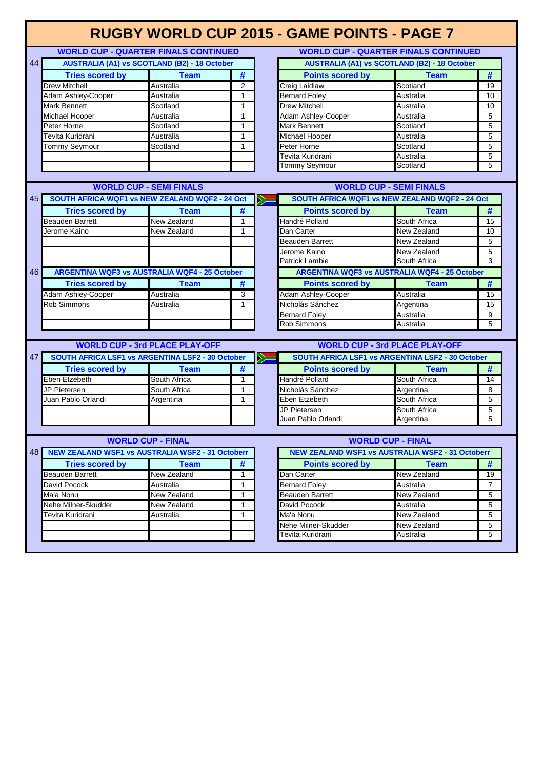# RUGBY WORLD CUP 2015 - GAME POINTS - PAGE 7

## WORLD CUP - QUARTER FINALS CONTINUED

44

**AUSTRALIA (A1) vs SCOTLAND (B2) - 18 October**

| Tries scored by | Team | # |
|---|---|---|
| Drew Mitchell | Australia | 2 |
| Adam Ashley-Cooper | Australia | 1 |
| Mark Bennett | Scotland | 1 |
| Michael Hooper | Australia | 1 |
| Peter Horne | Scotland | 1 |
| Tevita Kuridrani | Australia | 1 |
| Tommy Seymour | Scotland | 1 |

**AUSTRALIA (A1) vs SCOTLAND (B2) - 18 October**

| Points scored by | Team | # |
|---|---|---|
| Creig Laidlaw | Scotland | 19 |
| Bernard Foley | Australia | 10 |
| Drew Mitchell | Australia | 10 |
| Adam Ashley-Cooper | Australia | 5 |
| Mark Bennett | Scotland | 5 |
| Michael Hooper | Australia | 5 |
| Peter Horne | Scotland | 5 |
| Tevita Kuridrani | Australia | 5 |
| Tommy Seymour | Scotland | 5 |

## WORLD CUP - SEMI FINALS

45

**SOUTH AFRICA WQF1 vs NEW ZEALAND WQF2 - 24 Oct**

| Tries scored by | Team | # |
|---|---|---|
| Beauden Barrett | New Zealand | 1 |
| Jerome Kaino | New Zealand | 1 |

**SOUTH AFRICA WQF1 vs NEW ZEALAND WQF2 - 24 Oct**

| Points scored by | Team | # |
|---|---|---|
| Handré Pollard | South Africa | 15 |
| Dan Carter | New Zealand | 10 |
| Beauden Barrett | New Zealand | 5 |
| Jerome Kaino | New Zealand | 5 |
| Patrick Lambie | South Africa | 3 |

46

**ARGENTINA WQF3 vs AUSTRALIA WQF4 - 25 October**

| Tries scored by | Team | # |
|---|---|---|
| Adam Ashley-Cooper | Australia | 3 |
| Rob Simmons | Australia | 1 |

**ARGENTINA WQF3 vs AUSTRALIA WQF4 - 25 October**

| Points scored by | Team | # |
|---|---|---|
| Adam Ashley-Cooper | Australia | 15 |
| Nicholás Sánchez | Argentina | 15 |
| Bernard Foley | Australia | 9 |
| Rob Simmons | Australia | 5 |

## WORLD CUP - 3rd PLACE PLAY-OFF

47

**SOUTH AFRICA LSF1 vs ARGENTINA LSF2 - 30 October**

| Tries scored by | Team | # |
|---|---|---|
| Eben Etzebeth | South Africa | 1 |
| JP Pietersen | South Africa | 1 |
| Juan Pablo Orlandi | Argentina | 1 |

**SOUTH AFRICA LSF1 vs ARGENTINA LSF2 - 30 October**

| Points scored by | Team | # |
|---|---|---|
| Handré Pollard | South Africa | 14 |
| Nicholás Sánchez | Argentina | 8 |
| Eben Etzebeth | South Africa | 5 |
| JP Pietersen | South Africa | 5 |
| Juan Pablo Orlandi | Argentina | 5 |

## WORLD CUP - FINAL

48

**NEW ZEALAND WSF1 vs AUSTRALIA WSF2 - 31 Octoberr**

| Tries scored by | Team | # |
|---|---|---|
| Beauden Barrett | New Zealand | 1 |
| David Pocock | Australia | 1 |
| Ma'a Nonu | New Zealand | 1 |
| Nehe Milner-Skudder | New Zealand | 1 |
| Tevita Kuridrani | Australia | 1 |

**NEW ZEALAND WSF1 vs AUSTRALIA WSF2 - 31 Octoberr**

| Points scored by | Team | # |
|---|---|---|
| Dan Carter | New Zealand | 19 |
| Bernard Foley | Australia | 7 |
| Beauden Barrett | New Zealand | 5 |
| David Pocock | Australia | 5 |
| Ma'a Nonu | New Zealand | 5 |
| Nehe Milner-Skudder | New Zealand | 5 |
| Tevita Kuridrani | Australia | 5 |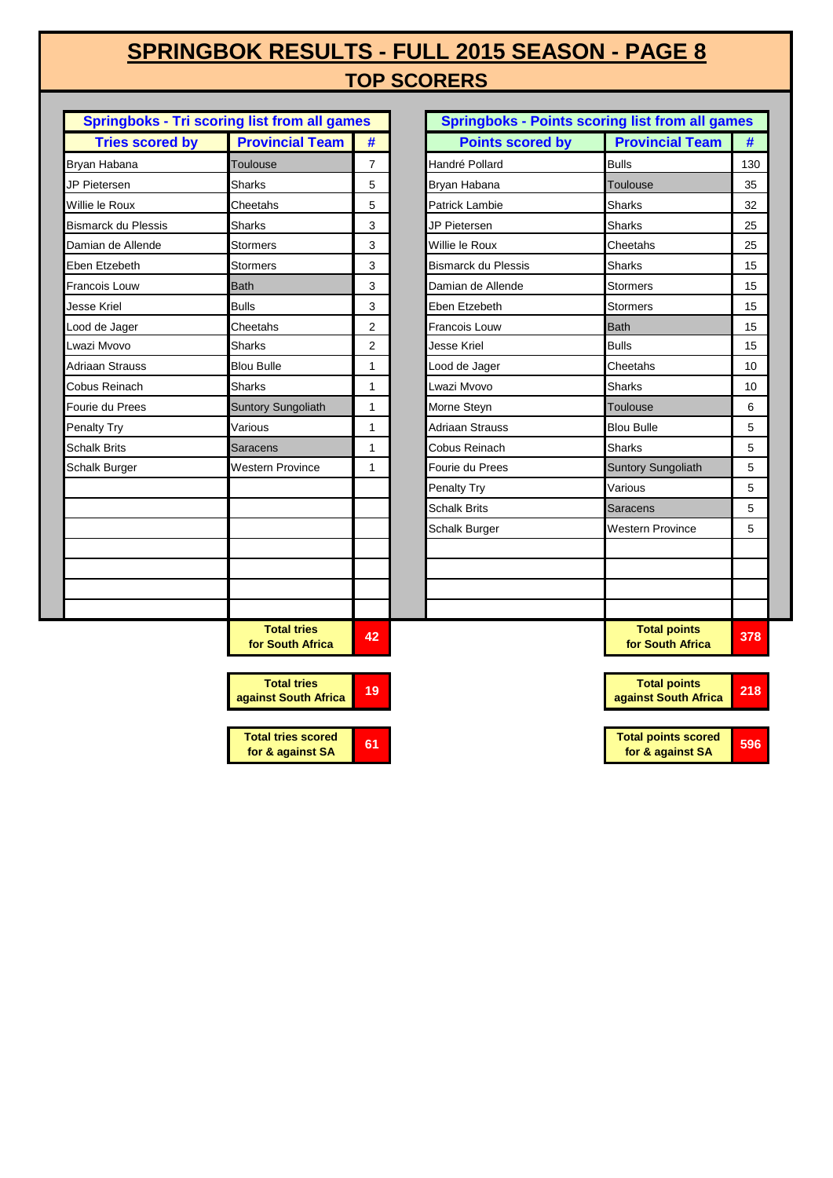# SPRINGBOK RESULTS - FULL 2015 SEASON - PAGE 8

## TOP SCORERS

### Springboks - Tri scoring list from all games

| Tries scored by | Provincial Team | # |
|---|---|---|
| Bryan Habana | Toulouse | 7 |
| JP Pietersen | Sharks | 5 |
| Willie le Roux | Cheetahs | 5 |
| Bismarck du Plessis | Sharks | 3 |
| Damian de Allende | Stormers | 3 |
| Eben Etzebeth | Stormers | 3 |
| Francois Louw | Bath | 3 |
| Jesse Kriel | Bulls | 3 |
| Lood de Jager | Cheetahs | 2 |
| Lwazi Mvovo | Sharks | 2 |
| Adriaan Strauss | Blou Bulle | 1 |
| Cobus Reinach | Sharks | 1 |
| Fourie du Prees | Suntory Sungoliath | 1 |
| Penalty Try | Various | 1 |
| Schalk Brits | Saracens | 1 |
| Schalk Burger | Western Province | 1 |
| | Total tries for South Africa | 42 |
| | Total tries against South Africa | 19 |
| | Total tries scored for & against SA | 61 |

### Springboks - Points scoring list from all games

| Points scored by | Provincial Team | # |
|---|---|---|
| Handré Pollard | Bulls | 130 |
| Bryan Habana | Toulouse | 35 |
| Patrick Lambie | Sharks | 32 |
| JP Pietersen | Sharks | 25 |
| Willie le Roux | Cheetahs | 25 |
| Bismarck du Plessis | Sharks | 15 |
| Damian de Allende | Stormers | 15 |
| Eben Etzebeth | Stormers | 15 |
| Francois Louw | Bath | 15 |
| Jesse Kriel | Bulls | 15 |
| Lood de Jager | Cheetahs | 10 |
| Lwazi Mvovo | Sharks | 10 |
| Morne Steyn | Toulouse | 6 |
| Adriaan Strauss | Blou Bulle | 5 |
| Cobus Reinach | Sharks | 5 |
| Fourie du Prees | Suntory Sungoliath | 5 |
| Penalty Try | Various | 5 |
| Schalk Brits | Saracens | 5 |
| Schalk Burger | Western Province | 5 |
| | Total points for South Africa | 378 |
| | Total points against South Africa | 218 |
| | Total points scored for & against SA | 596 |